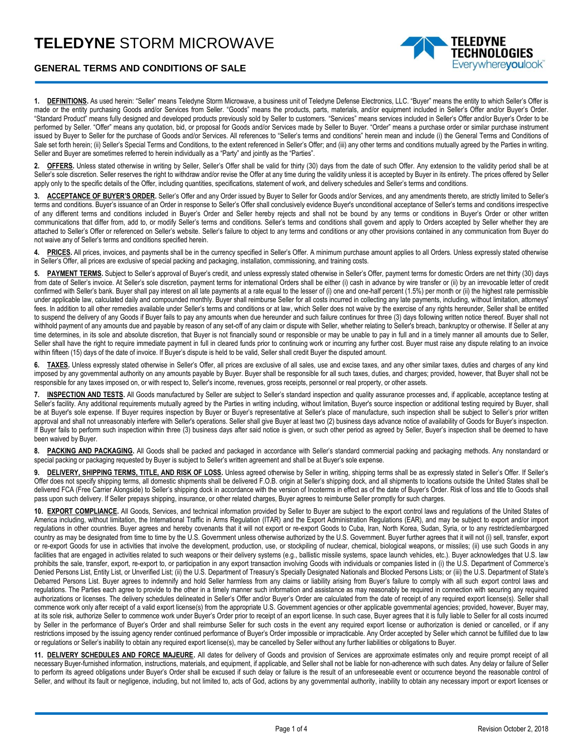# TELEDYNE STORM MICROWAVE

## GENERAL TERMS AND CONDITIONS OF SALE

**1. DEFINITIONS.** As used herein: "Seller" means Teledyne Storm Microwave, a business unit of Teledyne Defense Electronics, LLC. "Buyer" means the entity to which Seller's Offer is made or the entity purchasing Goods and/or Services from Seller. "Goods" means the products, parts, materials, and/or equipment included in Seller's Offer and/or Buyer's Order. "Standard Product" means fully designed and developed products previously sold by Seller to customers. "Services" means services included in Seller's Offer and/or Buyer's Order to be performed by Seller. "Offer" means any quotation, bid, or proposal for Goods and/or Services made by Seller to Buyer. "Order" means a purchase order or similar purchase instrument issued by Buyer to Seller for the purchase of Goods and/or Services. All references to "Seller's terms and conditions" herein mean and include (i) the General Terms and Conditions of Sale set forth herein; (ii) Seller's Special Terms and Conditions, to the extent referenced in Seller's Offer; and (iii) any other terms and conditions mutually agreed by the Parties in writing. Seller and Buyer are sometimes referred to herein individually as a "Party" and jointly as the "Parties".

**2. OFFERS.** Unless stated otherwise in writing by Seller, Seller's Offer shall be valid for thirty (30) days from the date of such Offer. Any extension to the validity period shall be at Seller's sole discretion. Seller reserves the right to withdraw and/or revise the Offer at any time during the validity unless it is accepted by Buyer in its entirety. The prices offered by Seller apply only to the specific details of the Offer, including quantities, specifications, statement of work, and delivery schedules and Seller's terms and conditions.

**3. ACCEPTANCE OF BUYER'S ORDER.** Seller's Offer and any Order issued by Buyer to Seller for Goods and/or Services, and any amendments thereto, are strictly limited to Seller's terms and conditions. Buyer's issuance of an Order in response to Seller's Offer shall conclusively evidence Buyer's unconditional acceptance of Seller's terms and conditions irrespective of any different terms and conditions included in Buyer's Order and Seller hereby rejects and shall not be bound by any terms or conditions in Buyer's Order or other written communications that differ from, add to, or modify Seller's terms and conditions. Seller's terms and conditions shall govern and apply to Orders accepted by Seller whether they are attached to Seller's Offer or referenced on Seller's website. Seller's failure to object to any terms and conditions or any other provisions contained in any communication from Buyer do not waive any of Seller's terms and conditions specified herein.

**4. PRICES.** All prices, invoices, and payments shall be in the currency specified in Seller's Offer. A minimum purchase amount applies to all Orders. Unless expressly stated otherwise in Seller's Offer, all prices are exclusive of special packing and packaging, installation, commissioning, and training costs.

**5. PAYMENT TERMS.** Subject to Seller's approval of Buyer's credit, and unless expressly stated otherwise in Seller's Offer, payment terms for domestic Orders are net thirty (30) days from date of Seller's invoice. At Seller's sole discretion, payment terms for international Orders shall be either (i) cash in advance by wire transfer or (ii) by an irrevocable letter of credit confirmed with Seller's bank. Buyer shall pay interest on all late payments at a rate equal to the lesser of (i) one and one-half percent (1.5%) per month or (ii) the highest rate permissible under applicable law, calculated daily and compounded monthly. Buyer shall reimburse Seller for all costs incurred in collecting any late payments, including, without limitation, attorneys' fees. In addition to all other remedies available under Seller's terms and conditions or at law, which Seller does not waive by the exercise of any rights hereunder, Seller shall be entitled to suspend the delivery of any Goods if Buyer fails to pay any amounts when due hereunder and such failure continues for three (3) days following written notice thereof. Buyer shall not withhold payment of any amounts due and payable by reason of any set-off of any claim or dispute with Seller, whether relating to Seller's breach, bankruptcy or otherwise. If Seller at any time determines, in its sole and absolute discretion, that Buyer is not financially sound or responsible or may be unable to pay in full and in a timely manner all amounts due to Seller, Seller shall have the right to require immediate payment in full in cleared funds prior to continuing work or incurring any further cost. Buyer must raise any dispute relating to an invoice within fifteen (15) days of the date of invoice. If Buyer's dispute is held to be valid, Seller shall credit Buyer the disputed amount.

**6. TAXES.** Unless expressly stated otherwise in Seller's Offer, all prices are exclusive of all sales, use and excise taxes, and any other similar taxes, duties and charges of any kind imposed by any governmental authority on any amounts payable by Buyer. Buyer shall be responsible for all such taxes, duties, and charges; provided, however, that Buyer shall not be responsible for any taxes imposed on, or with respect to, Seller's income, revenues, gross receipts, personnel or real property, or other assets.

**7. INSPECTION AND TESTS.** All Goods manufactured by Seller are subject to Seller's standard inspection and quality assurance processes and, if applicable, acceptance testing at Seller's facility. Any additional requirements mutually agreed by the Parties in writing including, without limitation, Buyer's source inspection or additional testing required by Buyer, shall be at Buyer's sole expense. If Buyer requires inspection by Buyer or Buyer's representative at Seller's place of manufacture, such inspection shall be subject to Seller's prior written approval and shall not unreasonably interfere with Seller's operations. Seller shall give Buyer at least two (2) business days advance notice of availability of Goods for Buyer's inspection. If Buyer fails to perform such inspection within three (3) business days after said notice is given, or such other period as agreed by Seller, Buyer's inspection shall be deemed to have been waived by Buyer.

**8. PACKING AND PACKAGING.** All Goods shall be packed and packaged in accordance with Seller's standard commercial packing and packaging methods. Any nonstandard or special packing or packaging requested by Buyer is subject to Seller's written agreement and shall be at Buyer's sole expense.

**9. DELIVERY, SHIPPING TERMS, TITLE, AND RISK OF LOSS.** Unless agreed otherwise by Seller in writing, shipping terms shall be as expressly stated in Seller's Offer. If Seller's Offer does not specify shipping terms, all domestic shipments shall be delivered F.O.B. origin at Seller's shipping dock, and all shipments to locations outside the United States shall be delivered FCA (Free Carrier Alongside) to Seller's shipping dock in accordance with the version of Incoterms in effect as of the date of Buyer's Order. Risk of loss and title to Goods shall pass upon such delivery. If Seller prepays shipping, insurance, or other related charges, Buyer agrees to reimburse Seller promptly for such charges.

**10. EXPORT COMPLIANCE.** All Goods, Services, and technical information provided by Seller to Buyer are subject to the export control laws and regulations of the United States of America including, without limitation, the International Traffic in Arms Regulation (ITAR) and the Export Administration Regulations (EAR), and may be subject to export and/or import regulations in other countries. Buyer agrees and hereby covenants that it will not export or re-export Goods to Cuba, Iran, North Korea, Sudan, Syria, or to any restricted/embargoed country as may be designated from time to time by the U.S. Government unless otherwise authorized by the U.S. Government. Buyer further agrees that it will not (i) sell, transfer, export or re-export Goods for use in activities that involve the development, production, use, or stockpiling of nuclear, chemical, biological weapons, or missiles; (ii) use such Goods in any facilities that are engaged in activities related to such weapons or their delivery systems (e.g., ballistic missile systems, space launch vehicles, etc.). Buyer acknowledges that U.S. law prohibits the sale, transfer, export, re-export to, or participation in any export transaction involving Goods with individuals or companies listed in (i) the U.S. Department of Commerce's Denied Persons List, Entity List, or Unverified List; (ii) the U.S. Department of Treasury's Specially Designated Nationals and Blocked Persons Lists; or (iii) the U.S. Department of State's Debarred Persons List. Buyer agrees to indemnify and hold Seller harmless from any claims or liability arising from Buyer's failure to comply with all such export control laws and regulations. The Parties each agree to provide to the other in a timely manner such information and assistance as may reasonably be required in connection with securing any required authorizations or licenses. The delivery schedules delineated in Seller's Offer and/or Buyer's Order are calculated from the date of receipt of any required export license(s). Seller shall commence work only after receipt of a valid export license(s) from the appropriate U.S. Government agencies or other applicable governmental agencies; provided, however, Buyer may, at its sole risk, authorize Seller to commence work under Buyer's Order prior to receipt of an export license. In such case, Buyer agrees that it is fully liable to Seller for all costs incurred by Seller in the performance of Buyer's Order and shall reimburse Seller for such costs in the event any required export license or authorization is denied or cancelled, or if any restrictions imposed by the issuing agency render continued performance of Buyer's Order impossible or impracticable. Any Order accepted by Seller which cannot be fulfilled due to law or regulations or Seller's inability to obtain any required export license(s), may be cancelled by Seller without any further liabilities or obligations to Buyer.

**11. DELIVERY SCHEDULES AND FORCE MAJEURE.** All dates for delivery of Goods and provision of Services are approximate estimates only and require prompt receipt of all necessary Buyer-furnished information, instructions, materials, and equipment, if applicable, and Seller shall not be liable for non-adherence with such dates. Any delay or failure of Seller to perform its agreed obligations under Buyer's Order shall be excused if such delay or failure is the result of an unforeseeable event or occurrence beyond the reasonable control of Seller, and without its fault or negligence, including, but not limited to, acts of God, actions by any governmental authority, inability to obtain any necessary import or export licenses or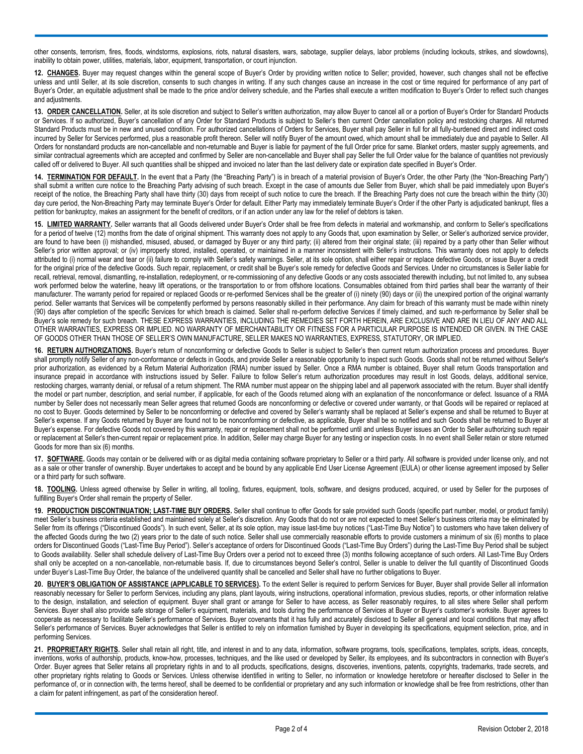other consents, terrorism, fires, floods, windstorms, explosions, riots, natural disasters, wars, sabotage, supplier delays, labor problems (including lockouts, strikes, and slowdowns), inability to obtain power, utilities, materials, labor, equipment, transportation, or court injunction.

**12. CHANGES.** Buyer may request changes within the general scope of Buyer's Order by providing written notice to Seller; provided, however, such changes shall not be effective unless and until Seller, at its sole discretion, consents to such changes in writing. If any such changes cause an increase in the cost or time required for performance of any part of Buyer's Order, an equitable adjustment shall be made to the price and/or delivery schedule, and the Parties shall execute a written modification to Buyer's Order to reflect such changes and adjustments.

**13. ORDER CANCELLATION.** Seller, at its sole discretion and subject to Seller's written authorization, may allow Buyer to cancel all or a portion of Buyer's Order for Standard Products or Services. If so authorized, Buyer's cancellation of any Order for Standard Products is subject to Seller's then current Order cancellation policy and restocking charges. All returned Standard Products must be in new and unused condition. For authorized cancellations of Orders for Services, Buyer shall pay Seller in full for all fully-burdened direct and indirect costs incurred by Seller for Services performed, plus a reasonable profit thereon. Seller will notify Buyer of the amount owed, which amount shall be immediately due and payable to Seller. All Orders for nonstandard products are non-cancellable and non-returnable and Buyer is liable for payment of the full Order price for same. Blanket orders, master supply agreements, and similar contractual agreements which are accepted and confirmed by Seller are non-cancellable and Buyer shall pay Seller the full Order value for the balance of quantities not previously called off or delivered to Buyer. All such quantities shall be shipped and invoiced no later than the last delivery date or expiration date specified in Buyer's Order.

**14. TERMINATION FOR DEFAULT.** In the event that a Party (the "Breaching Party") is in breach of a material provision of Buyer's Order, the other Party (the "Non-Breaching Party") shall submit a written cure notice to the Breaching Party advising of such breach. Except in the case of amounts due Seller from Buyer, which shall be paid immediately upon Buyer's receipt of the notice, the Breaching Party shall have thirty (30) days from receipt of such notice to cure the breach. If the Breaching Party does not cure the breach within the thirty (30) day cure period, the Non-Breaching Party may terminate Buyer's Order for default. Either Party may immediately terminate Buyer's Order if the other Party is adjudicated bankrupt, files a petition for bankruptcy, makes an assignment for the benefit of creditors, or if an action under any law for the relief of debtors is taken.

**15. LIMITED WARRANTY.** Seller warrants that all Goods delivered under Buyer's Order shall be free from defects in material and workmanship, and conform to Seller's specifications for a period of twelve (12) months from the date of original shipment. This warranty does not apply to any Goods that, upon examination by Seller, or Seller's authorized service provider, are found to have been (i) mishandled, misused, abused, or damaged by Buyer or any third party; (ii) altered from their original state; (iii) repaired by a party other than Seller without Seller's prior written approval; or (iv) improperly stored, installed, operated, or maintained in a manner inconsistent with Seller's instructions. This warranty does not apply to defects attributed to (i) normal wear and tear or (ii) failure to comply with Seller's safety warnings. Seller, at its sole option, shall either repair or replace defective Goods, or issue Buyer a credit for the original price of the defective Goods. Such repair, replacement, or credit shall be Buyer's sole remedy for defective Goods and Services. Under no circumstances is Seller liable for recall, retrieval, removal, dismantling, re-installation, redeployment, or re-commissioning of any defective Goods or any costs associated therewith including, but not limited to, any subsea work performed below the waterline, heavy lift operations, or the transportation to or from offshore locations. Consumables obtained from third parties shall bear the warranty of their manufacturer. The warranty period for repaired or replaced Goods or re-performed Services shall be the greater of (i) ninety (90) days or (ii) the unexpired portion of the original warranty period. Seller warrants that Services will be competently performed by persons reasonably skilled in their performance. Any claim for breach of this warranty must be made within ninety (90) days after completion of the specific Services for which breach is claimed. Seller shall re-perform defective Services if timely claimed, and such re-performance by Seller shall be Buyer's sole remedy for such breach. THESE EXPRESS WARRANTIES, INCLUDING THE REMEDIES SET FORTH HEREIN, ARE EXCLUSIVE AND ARE IN LIEU OF ANY AND ALL OTHER WARRANTIES, EXPRESS OR IMPLIED. NO WARRANTY OF MERCHANTABILITY OR FITNESS FOR A PARTICULAR PURPOSE IS INTENDED OR GIVEN. IN THE CASE OF GOODS OTHER THAN THOSE OF SELLER'S OWN MANUFACTURE, SELLER MAKES NO WARRANTIES, EXPRESS, STATUTORY, OR IMPLIED.

**16. RETURN AUTHORIZATIONS.** Buyer's return of nonconforming or defective Goods to Seller is subject to Seller's then current return authorization process and procedures. Buyer shall promptly notify Seller of any non-conformance or defects in Goods, and provide Seller a reasonable opportunity to inspect such Goods. Goods shall not be returned without Seller's prior authorization, as evidenced by a Return Material Authorization (RMA) number issued by Seller. Once a RMA number is obtained, Buyer shall return Goods transportation and insurance prepaid in accordance with instructions issued by Seller. Failure to follow Seller's return authorization procedures may result in lost Goods, delays, additional service, restocking charges, warranty denial, or refusal of a return shipment. The RMA number must appear on the shipping label and all paperwork associated with the return. Buyer shall identify the model or part number, description, and serial number, if applicable, for each of the Goods returned along with an explanation of the nonconformance or defect. Issuance of a RMA number by Seller does not necessarily mean Seller agrees that returned Goods are nonconforming or defective or covered under warranty, or that Goods will be repaired or replaced at no cost to Buyer. Goods determined by Seller to be nonconforming or defective and covered by Seller's warranty shall be replaced at Seller's expense and shall be returned to Buyer at Seller's expense. If any Goods returned by Buyer are found not to be nonconforming or defective, as applicable, Buyer shall be so notified and such Goods shall be returned to Buyer at Buyer's expense. For defective Goods not covered by this warranty, repair or replacement shall not be performed until and unless Buyer issues an Order to Seller authorizing such repair or replacement at Seller's then-current repair or replacement price. In addition, Seller may charge Buyer for any testing or inspection costs. In no event shall Seller retain or store returned Goods for more than six (6) months.

**17. SOFTWARE.** Goods may contain or be delivered with or as digital media containing software proprietary to Seller or a third party. All software is provided under license only, and not as a sale or other transfer of ownership. Buyer undertakes to accept and be bound by any applicable End User License Agreement (EULA) or other license agreement imposed by Seller or a third party for such software.

**18. TOOLING.** Unless agreed otherwise by Seller in writing, all tooling, fixtures, equipment, tools, software, and designs produced, acquired, or used by Seller for the purposes of fulfilling Buyer's Order shall remain the property of Seller.

**19. PRODUCTION DISCONTINUATION; LAST-TIME BUY ORDERS.** Seller shall continue to offer Goods for sale provided such Goods (specific part number, model, or product family) meet Seller's business criteria established and maintained solely at Seller's discretion. Any Goods that do not or are not expected to meet Seller's business criteria may be eliminated by Seller from its offerings ("Discontinued Goods"). In such event, Seller, at its sole option, may issue last-time buy notices ("Last-Time Buy Notice") to customers who have taken delivery of the affected Goods during the two (2) years prior to the date of such notice. Seller shall use commercially reasonable efforts to provide customers a minimum of six (6) months to place orders for Discontinued Goods ("Last-Time Buy Period"). Seller's acceptance of orders for Discontinued Goods ("Last-Time Buy Orders") during the Last-Time Buy Period shall be subject to Goods availability. Seller shall schedule delivery of Last-Time Buy Orders over a period not to exceed three (3) months following acceptance of such orders. All Last-Time Buy Orders shall only be accepted on a non-cancellable, non-returnable basis. If, due to circumstances beyond Seller's control, Seller is unable to deliver the full quantity of Discontinued Goods under Buyer's Last-Time Buy Order, the balance of the undelivered quantity shall be cancelled and Seller shall have no further obligations to Buyer.

**20. BUYER'S OBLIGATION OF ASSISTANCE (APPLICABLE TO SERVICES).** To the extent Seller is required to perform Services for Buyer, Buyer shall provide Seller all information reasonably necessary for Seller to perform Services, including any plans, plant layouts, wiring instructions, operational information, previous studies, reports, or other information relative to the design, installation, and selection of equipment. Buyer shall grant or arrange for Seller to have access, as Seller reasonably requires, to all sites where Seller shall perform Services. Buyer shall also provide safe storage of Seller's equipment, materials, and tools during the performance of Services at Buyer or Buyer's customer's worksite. Buyer agrees to cooperate as necessary to facilitate Seller's performance of Services. Buyer covenants that it has fully and accurately disclosed to Seller all general and local conditions that may affect Seller's performance of Services. Buyer acknowledges that Seller is entitled to rely on information furnished by Buyer in developing its specifications, equipment selection, price, and in performing Services.

**21. PROPRIETARY RIGHTS.** Seller shall retain all right, title, and interest in and to any data, information, software programs, tools, specifications, templates, scripts, ideas, concepts, inventions, works of authorship, products, know-how, processes, techniques, and the like used or developed by Seller, its employees, and its subcontractors in connection with Buyer's Order. Buyer agrees that Seller retains all proprietary rights in and to all products, specifications, designs, discoveries, inventions, patents, copyrights, trademarks, trade secrets, and other proprietary rights relating to Goods or Services. Unless otherwise identified in writing to Seller, no information or knowledge heretofore or hereafter disclosed to Seller in the performance of, or in connection with, the terms hereof, shall be deemed to be confidential or proprietary and any such information or knowledge shall be free from restrictions, other than a claim for patent infringement, as part of the consideration hereof.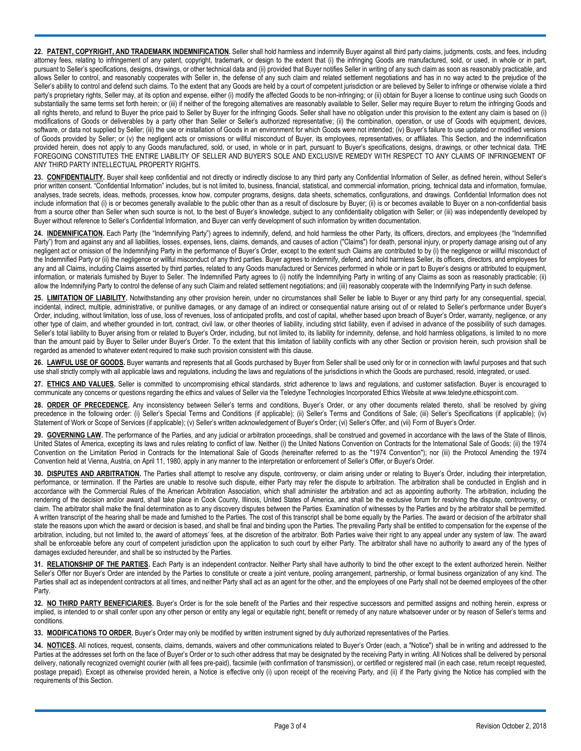**22. PATENT, COPYRIGHT, AND TRADEMARK INDEMNIFICATION.** Seller shall hold harmless and indemnify Buyer against all third party claims, judgments, costs, and fees, including attorney fees, relating to infringement of any patent, copyright, trademark, or design to the extent that (i) the infringing Goods are manufactured, sold, or used, in whole or in part, pursuant to Seller's specifications, designs, drawings, or other technical data and (ii) provided that Buyer notifies Seller in writing of any such claim as soon as reasonably practicable, and allows Seller to control, and reasonably cooperates with Seller in, the defense of any such claim and related settlement negotiations and has in no way acted to the prejudice of the Seller's ability to control and defend such claims. To the extent that any Goods are held by a court of competent jurisdiction or are believed by Seller to infringe or otherwise violate a third party's proprietary rights, Seller may, at its option and expense, either (i) modify the affected Goods to be non-infringing; or (ii) obtain for Buyer a license to continue using such Goods on substantially the same terms set forth herein; or (iii) if neither of the foregoing alternatives are reasonably available to Seller, Seller may require Buyer to return the infringing Goods and all rights thereto, and refund to Buyer the price paid to Seller by Buyer for the infringing Goods. Seller shall have no obligation under this provision to the extent any claim is based on (i) modifications of Goods or deliverables by a party other than Seller or Seller's authorized representative; (ii) the combination, operation, or use of Goods with equipment, devices, software, or data not supplied by Seller; (iii) the use or installation of Goods in an environment for which Goods were not intended; (iv) Buyer's failure to use updated or modified versions of Goods provided by Seller; or (v) the negligent acts or omissions or willful misconduct of Buyer, its employees, representatives, or affiliates. This Section, and the indemnification provided herein, does not apply to any Goods manufactured, sold, or used, in whole or in part, pursuant to Buyer's specifications, designs, drawings, or other technical data. THE FOREGOING CONSTITUTES THE ENTIRE LIABILITY OF SELLER AND BUYER'S SOLE AND EXCLUSIVE REMEDY WITH RESPECT TO ANY CLAIMS OF INFRINGEMENT OF ANY THIRD PARTY INTELLECTUAL PROPERTY RIGHTS.

**23. CONFIDENTIALITY.** Buyer shall keep confidential and not directly or indirectly disclose to any third party any Confidential Information of Seller, as defined herein, without Seller's prior written consent. "Confidential Information" includes, but is not limited to, business, financial, statistical, and commercial information, pricing, technical data and information, formulae, analyses, trade secrets, ideas, methods, processes, know how, computer programs, designs, data sheets, schematics, configurations, and drawings. Confidential Information does not include information that (i) is or becomes generally available to the public other than as a result of disclosure by Buyer; (ii) is or becomes available to Buyer on a non-confidential basis from a source other than Seller when such source is not, to the best of Buyer's knowledge, subject to any confidentiality obligation with Seller; or (iii) was independently developed by Buyer without reference to Seller's Confidential Information, and Buyer can verify development of such information by written documentation.

**24. INDEMNIFICATION.** Each Party (the "Indemnifying Party") agrees to indemnify, defend, and hold harmless the other Party, its officers, directors, and employees (the "Indemnified Party") from and against any and all liabilities, losses, expenses, liens, claims, demands, and causes of action ("Claims") for death, personal injury, or property damage arising out of any negligent act or omission of the Indemnifying Party in the performance of Buyer's Order, except to the extent such Claims are contributed to by (i) the negligence or willful misconduct of the Indemnified Party or (ii) the negligence or willful misconduct of any third parties. Buyer agrees to indemnify, defend, and hold harmless Seller, its officers, directors, and employees for any and all Claims, including Claims asserted by third parties, related to any Goods manufactured or Services performed in whole or in part to Buyer's designs or attributed to equipment, information, or materials furnished by Buyer to Seller. The Indemnified Party agrees to (i) notify the Indemnifying Party in writing of any Claims as soon as reasonably practicable; (ii) allow the Indemnifying Party to control the defense of any such Claim and related settlement negotiations; and (iii) reasonably cooperate with the Indemnifying Party in such defense.

**25. LIMITATION OF LIABILITY.** Notwithstanding any other provision herein, under no circumstances shall Seller be liable to Buyer or any third party for any consequential, special, incidental, indirect, multiple, administrative, or punitive damages, or any damage of an indirect or consequential nature arising out of or related to Seller's performance under Buyer's Order, including, without limitation, loss of use, loss of revenues, loss of anticipated profits, and cost of capital, whether based upon breach of Buyer's Order, warranty, negligence, or any other type of claim, and whether grounded in tort, contract, civil law, or other theories of liability, including strict liability, even if advised in advance of the possibility of such damages. Seller's total liability to Buyer arising from or related to Buyer's Order, including, but not limited to, its liability for indemnity, defense, and hold harmless obligations, is limited to no more than the amount paid by Buyer to Seller under Buyer's Order. To the extent that this limitation of liability conflicts with any other Section or provision herein, such provision shall be regarded as amended to whatever extent required to make such provision consistent with this clause.

**26. LAWFUL USE OF GOODS.** Buyer warrants and represents that all Goods purchased by Buyer from Seller shall be used only for or in connection with lawful purposes and that such use shall strictly comply with all applicable laws and regulations, including the laws and regulations of the jurisdictions in which the Goods are purchased, resold, integrated, or used.

**27. ETHICS AND VALUES.** Seller is committed to uncompromising ethical standards, strict adherence to laws and regulations, and customer satisfaction. Buyer is encouraged to communicate any concerns or questions regarding the ethics and values of Seller via the Teledyne Technologies Incorporated Ethics Website at www.teledyne.ethicspoint.com.

**28. ORDER OF PRECEDENCE.** Any inconsistency between Seller's terms and conditions, Buyer's Order, or any other documents related thereto, shall be resolved by giving precedence in the following order: (i) Seller's Special Terms and Conditions (if applicable); (ii) Seller's Terms and Conditions of Sale; (iii) Seller's Specifications (if applicable); (iv) Statement of Work or Scope of Services (if applicable); (v) Seller's written acknowledgement of Buyer's Order; (vi) Seller's Offer, and (vii) Form of Buyer's Order.

**29. GOVERNING LAW.** The performance of the Parties, and any judicial or arbitration proceedings, shall be construed and governed in accordance with the laws of the State of Illinois, United States of America, excepting its laws and rules relating to conflict of law. Neither (i) the United Nations Convention on Contracts for the International Sale of Goods; (ii) the 1974 Convention on the Limitation Period in Contracts for the International Sale of Goods (hereinafter referred to as the "1974 Convention"); nor (iii) the Protocol Amending the 1974 Convention held at Vienna, Austria, on April 11, 1980, apply in any manner to the interpretation or enforcement of Seller's Offer, or Buyer's Order.

**30. DISPUTES AND ARBITRATION.** The Parties shall attempt to resolve any dispute, controversy, or claim arising under or relating to Buyer's Order, including their interpretation, performance, or termination. If the Parties are unable to resolve such dispute, either Party may refer the dispute to arbitration. The arbitration shall be conducted in English and in accordance with the Commercial Rules of the American Arbitration Association, which shall administer the arbitration and act as appointing authority. The arbitration, including the rendering of the decision and/or award, shall take place in Cook County, Illinois, United States of America, and shall be the exclusive forum for resolving the dispute, controversy, or claim. The arbitrator shall make the final determination as to any discovery disputes between the Parties. Examination of witnesses by the Parties and by the arbitrator shall be permitted. A written transcript of the hearing shall be made and furnished to the Parties. The cost of this transcript shall be borne equally by the Parties. The award or decision of the arbitrator shall state the reasons upon which the award or decision is based, and shall be final and binding upon the Parties. The prevailing Party shall be entitled to compensation for the expense of the arbitration, including, but not limited to, the award of attorneys' fees, at the discretion of the arbitrator. Both Parties waive their right to any appeal under any system of law. The award shall be enforceable before any court of competent jurisdiction upon the application to such court by either Party. The arbitrator shall have no authority to award any of the types of damages excluded hereunder, and shall be so instructed by the Parties.

**31. RELATIONSHIP OF THE PARTIES.** Each Party is an independent contractor. Neither Party shall have authority to bind the other except to the extent authorized herein. Neither Seller's Offer nor Buyer's Order are intended by the Parties to constitute or create a joint venture, pooling arrangement, partnership, or formal business organization of any kind. The Parties shall act as independent contractors at all times, and neither Party shall act as an agent for the other, and the employees of one Party shall not be deemed employees of the other Party.

**32. NO THIRD PARTY BENEFICIARIES.** Buyer's Order is for the sole benefit of the Parties and their respective successors and permitted assigns and nothing herein, express or implied, is intended to or shall confer upon any other person or entity any legal or equitable right, benefit or remedy of any nature whatsoever under or by reason of Seller's terms and conditions.

**33. MODIFICATIONS TO ORDER.** Buyer's Order may only be modified by written instrument signed by duly authorized representatives of the Parties.

**34. NOTICES.** All notices, request, consents, claims, demands, waivers and other communications related to Buyer's Order (each, a "Notice") shall be in writing and addressed to the Parties at the addresses set forth on the face of Buyer's Order or to such other address that may be designated by the receiving Party in writing. All Notices shall be delivered by personal delivery, nationally recognized overnight courier (with all fees pre-paid), facsimile (with confirmation of transmission), or certified or registered mail (in each case, return receipt requested, postage prepaid). Except as otherwise provided herein, a Notice is effective only (i) upon receipt of the receiving Party, and (ii) if the Party giving the Notice has complied with the requirements of this Section.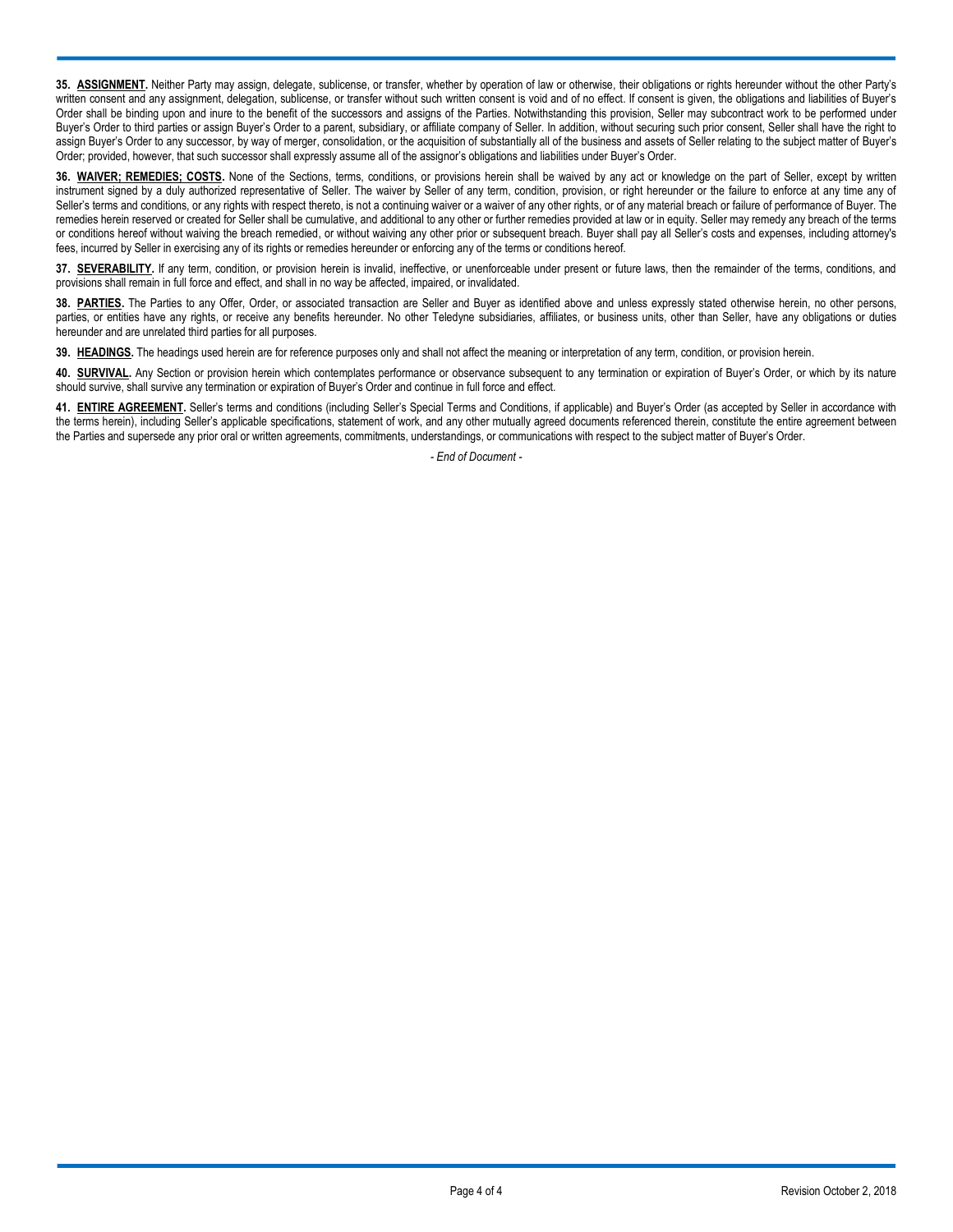**35. ASSIGNMENT.** Neither Party may assign, delegate, sublicense, or transfer, whether by operation of law or otherwise, their obligations or rights hereunder without the other Party's written consent and any assignment, delegation, sublicense, or transfer without such written consent is void and of no effect. If consent is given, the obligations and liabilities of Buyer's Order shall be binding upon and inure to the benefit of the successors and assigns of the Parties. Notwithstanding this provision, Seller may subcontract work to be performed under Buyer's Order to third parties or assign Buyer's Order to a parent, subsidiary, or affiliate company of Seller. In addition, without securing such prior consent, Seller shall have the right to assign Buyer's Order to any successor, by way of merger, consolidation, or the acquisition of substantially all of the business and assets of Seller relating to the subject matter of Buyer's Order; provided, however, that such successor shall expressly assume all of the assignor's obligations and liabilities under Buyer's Order.

**36. WAIVER; REMEDIES; COSTS.** None of the Sections, terms, conditions, or provisions herein shall be waived by any act or knowledge on the part of Seller, except by written instrument signed by a duly authorized representative of Seller. The waiver by Seller of any term, condition, provision, or right hereunder or the failure to enforce at any time any of Seller's terms and conditions, or any rights with respect thereto, is not a continuing waiver or a waiver of any other rights, or of any material breach or failure of performance of Buyer. The remedies herein reserved or created for Seller shall be cumulative, and additional to any other or further remedies provided at law or in equity. Seller may remedy any breach of the terms or conditions hereof without waiving the breach remedied, or without waiving any other prior or subsequent breach. Buyer shall pay all Seller's costs and expenses, including attorney's fees, incurred by Seller in exercising any of its rights or remedies hereunder or enforcing any of the terms or conditions hereof.

**37. SEVERABILITY.** If any term, condition, or provision herein is invalid, ineffective, or unenforceable under present or future laws, then the remainder of the terms, conditions, and provisions shall remain in full force and effect, and shall in no way be affected, impaired, or invalidated.

**38. PARTIES.** The Parties to any Offer, Order, or associated transaction are Seller and Buyer as identified above and unless expressly stated otherwise herein, no other persons, parties, or entities have any rights, or receive any benefits hereunder. No other Teledyne subsidiaries, affiliates, or business units, other than Seller, have any obligations or duties hereunder and are unrelated third parties for all purposes.

**39. HEADINGS.** The headings used herein are for reference purposes only and shall not affect the meaning or interpretation of any term, condition, or provision herein.

**40. SURVIVAL.** Any Section or provision herein which contemplates performance or observance subsequent to any termination or expiration of Buyer's Order, or which by its nature should survive, shall survive any termination or expiration of Buyer's Order and continue in full force and effect.

**41. ENTIRE AGREEMENT.** Seller's terms and conditions (including Seller's Special Terms and Conditions, if applicable) and Buyer's Order (as accepted by Seller in accordance with the terms herein), including Seller's applicable specifications, statement of work, and any other mutually agreed documents referenced therein, constitute the entire agreement between the Parties and supersede any prior oral or written agreements, commitments, understandings, or communications with respect to the subject matter of Buyer's Order.

*- End of Document -*